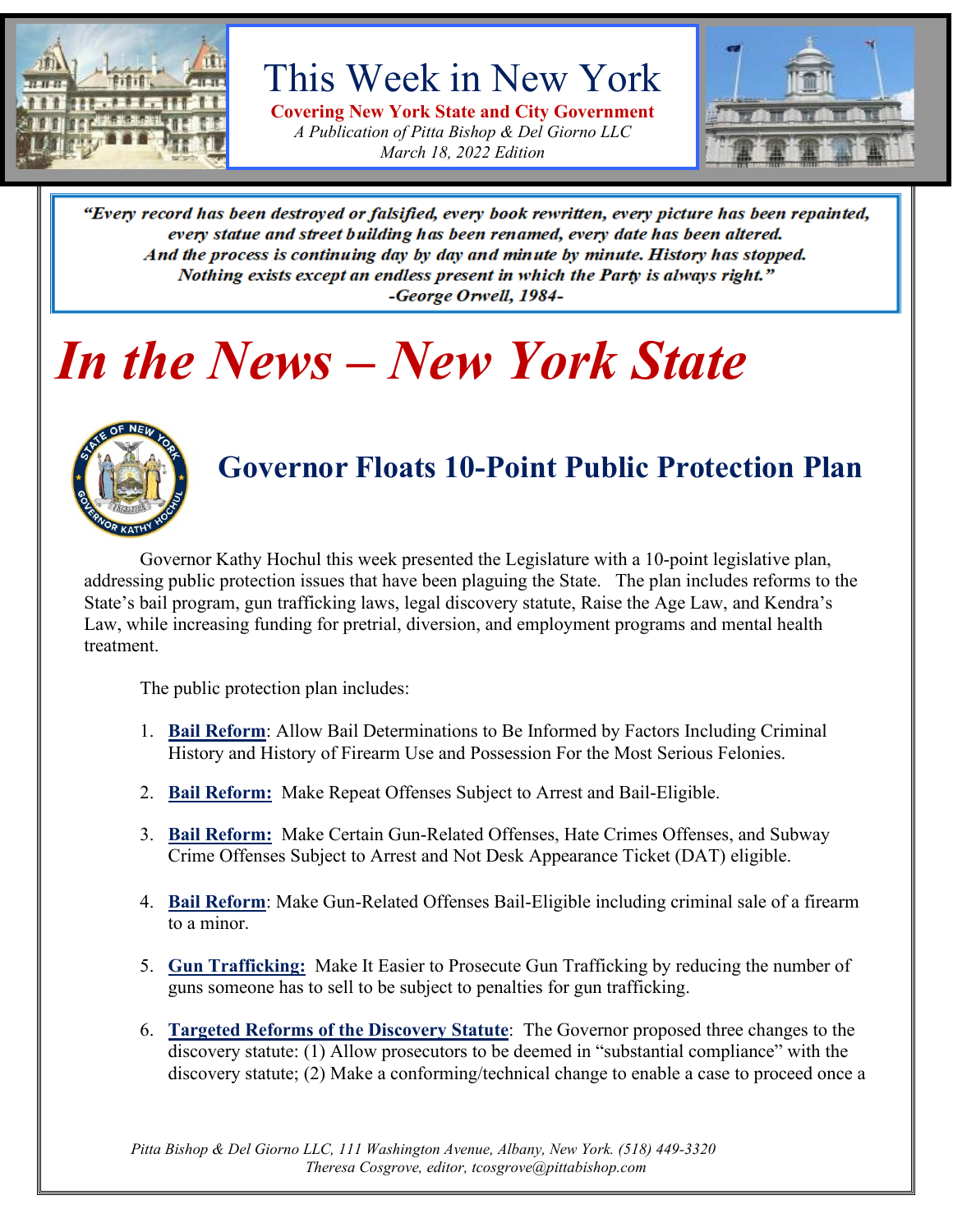# This Week in New York

**Covering New York State and City Government**

*A Publication of Pitta Bishop & Del Giorno LLC*

*March 18, 2022 Edition*

> ***"Every record has been destroyed or falsified, every book rewritten, every picture has been repainted, every statue and street building has been renamed, every date has been altered. And the process is continuing day by day and minute by minute. History has stopped. Nothing exists except an endless present in which the Party is always right."***
> ***-George Orwell, 1984-***

# *In the News – New York State*

## Governor Floats 10-Point Public Protection Plan

Governor Kathy Hochul this week presented the Legislature with a 10-point legislative plan, addressing public protection issues that have been plaguing the State. The plan includes reforms to the State's bail program, gun trafficking laws, legal discovery statute, Raise the Age Law, and Kendra's Law, while increasing funding for pretrial, diversion, and employment programs and mental health treatment.

The public protection plan includes:

1. **Bail Reform**: Allow Bail Determinations to Be Informed by Factors Including Criminal History and History of Firearm Use and Possession For the Most Serious Felonies.

2. **Bail Reform:** Make Repeat Offenses Subject to Arrest and Bail-Eligible.

3. **Bail Reform:** Make Certain Gun-Related Offenses, Hate Crimes Offenses, and Subway Crime Offenses Subject to Arrest and Not Desk Appearance Ticket (DAT) eligible.

4. **Bail Reform**: Make Gun-Related Offenses Bail-Eligible including criminal sale of a firearm to a minor.

5. **Gun Trafficking:** Make It Easier to Prosecute Gun Trafficking by reducing the number of guns someone has to sell to be subject to penalties for gun trafficking.

6. **Targeted Reforms of the Discovery Statute**: The Governor proposed three changes to the discovery statute: (1) Allow prosecutors to be deemed in "substantial compliance" with the discovery statute; (2) Make a conforming/technical change to enable a case to proceed once a

*Pitta Bishop & Del Giorno LLC, 111 Washington Avenue, Albany, New York. (518) 449-3320*
*Theresa Cosgrove, editor, tcosgrove@pittabishop.com*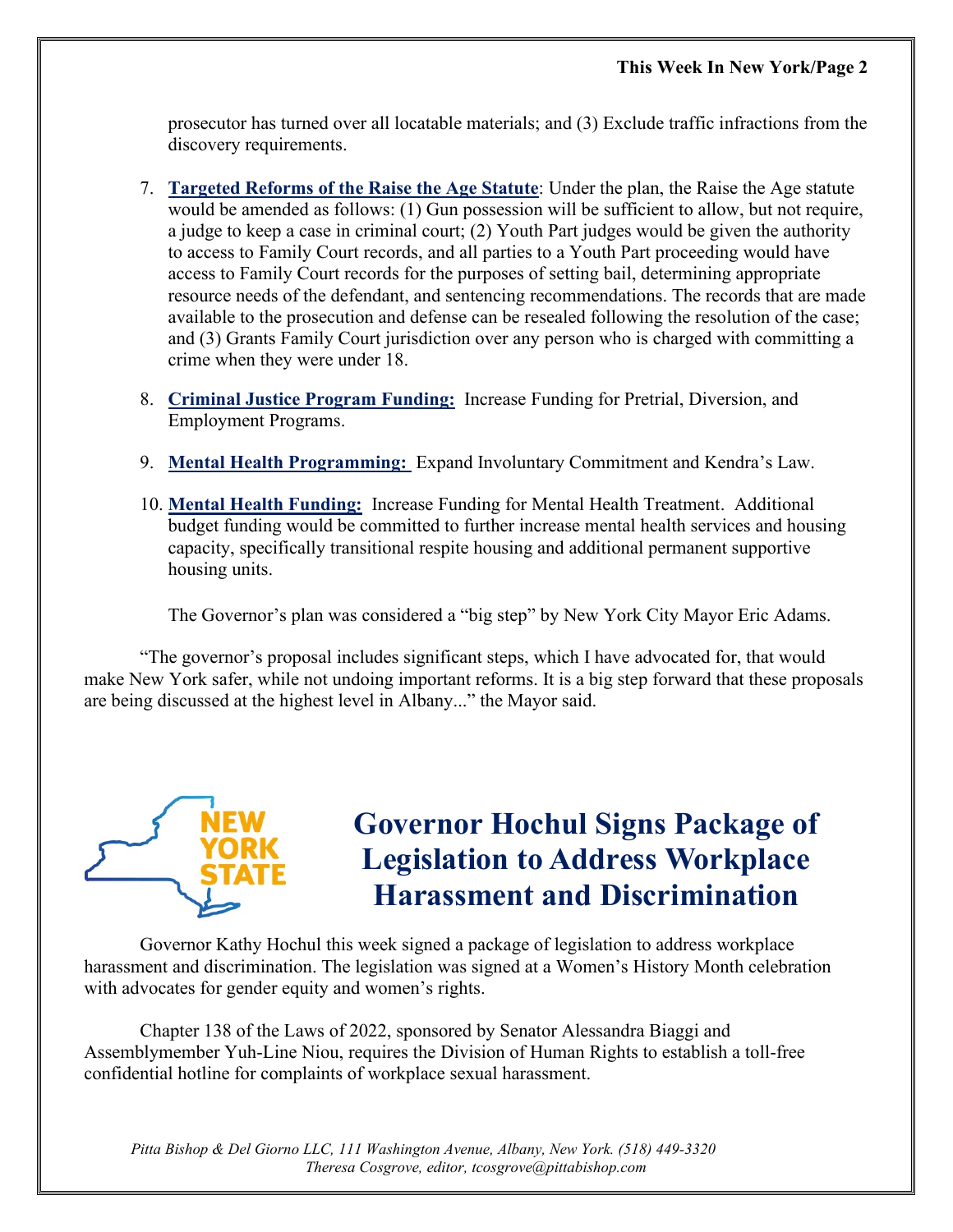prosecutor has turned over all locatable materials; and (3) Exclude traffic infractions from the discovery requirements.

7. **Targeted Reforms of the Raise the Age Statute**: Under the plan, the Raise the Age statute would be amended as follows: (1) Gun possession will be sufficient to allow, but not require, a judge to keep a case in criminal court; (2) Youth Part judges would be given the authority to access to Family Court records, and all parties to a Youth Part proceeding would have access to Family Court records for the purposes of setting bail, determining appropriate resource needs of the defendant, and sentencing recommendations. The records that are made available to the prosecution and defense can be resealed following the resolution of the case; and (3) Grants Family Court jurisdiction over any person who is charged with committing a crime when they were under 18.

8. **Criminal Justice Program Funding:** Increase Funding for Pretrial, Diversion, and Employment Programs.

9. **Mental Health Programming:** Expand Involuntary Commitment and Kendra's Law.

10. **Mental Health Funding:** Increase Funding for Mental Health Treatment. Additional budget funding would be committed to further increase mental health services and housing capacity, specifically transitional respite housing and additional permanent supportive housing units.

The Governor's plan was considered a "big step" by New York City Mayor Eric Adams.

"The governor's proposal includes significant steps, which I have advocated for, that would make New York safer, while not undoing important reforms. It is a big step forward that these proposals are being discussed at the highest level in Albany..." the Mayor said.

NEW YORK STATE

## Governor Hochul Signs Package of Legislation to Address Workplace Harassment and Discrimination

Governor Kathy Hochul this week signed a package of legislation to address workplace harassment and discrimination. The legislation was signed at a Women's History Month celebration with advocates for gender equity and women's rights.

Chapter 138 of the Laws of 2022, sponsored by Senator Alessandra Biaggi and Assemblymember Yuh-Line Niou, requires the Division of Human Rights to establish a toll-free confidential hotline for complaints of workplace sexual harassment.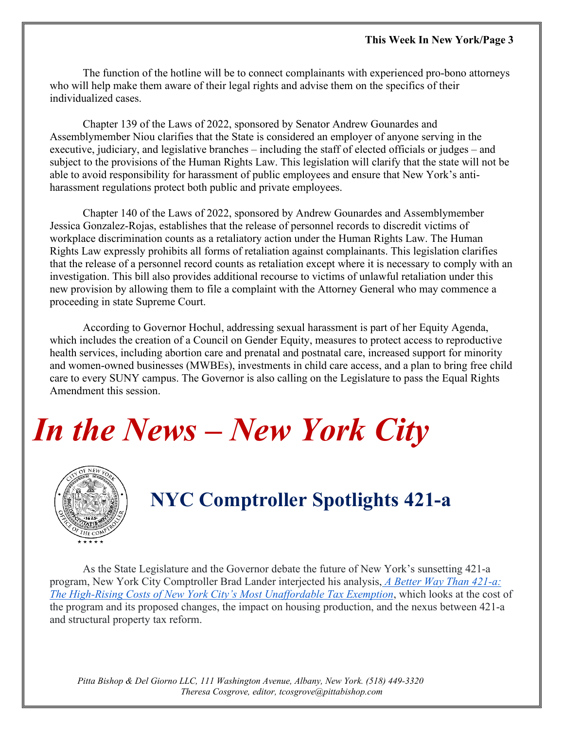The function of the hotline will be to connect complainants with experienced pro-bono attorneys who will help make them aware of their legal rights and advise them on the specifics of their individualized cases.

Chapter 139 of the Laws of 2022, sponsored by Senator Andrew Gounardes and Assemblymember Niou clarifies that the State is considered an employer of anyone serving in the executive, judiciary, and legislative branches – including the staff of elected officials or judges – and subject to the provisions of the Human Rights Law. This legislation will clarify that the state will not be able to avoid responsibility for harassment of public employees and ensure that New York's anti-harassment regulations protect both public and private employees.

Chapter 140 of the Laws of 2022, sponsored by Andrew Gounardes and Assemblymember Jessica Gonzalez-Rojas, establishes that the release of personnel records to discredit victims of workplace discrimination counts as a retaliatory action under the Human Rights Law. The Human Rights Law expressly prohibits all forms of retaliation against complainants. This legislation clarifies that the release of a personnel record counts as retaliation except where it is necessary to comply with an investigation. This bill also provides additional recourse to victims of unlawful retaliation under this new provision by allowing them to file a complaint with the Attorney General who may commence a proceeding in state Supreme Court.

According to Governor Hochul, addressing sexual harassment is part of her Equity Agenda, which includes the creation of a Council on Gender Equity, measures to protect access to reproductive health services, including abortion care and prenatal and postnatal care, increased support for minority and women-owned businesses (MWBEs), investments in child care access, and a plan to bring free child care to every SUNY campus. The Governor is also calling on the Legislature to pass the Equal Rights Amendment this session.

# *In the News – New York City*

## NYC Comptroller Spotlights 421-a

As the State Legislature and the Governor debate the future of New York's sunsetting 421-a program, New York City Comptroller Brad Lander interjected his analysis, *A Better Way Than 421-a: The High-Rising Costs of New York City's Most Unaffordable Tax Exemption*, which looks at the cost of the program and its proposed changes, the impact on housing production, and the nexus between 421-a and structural property tax reform.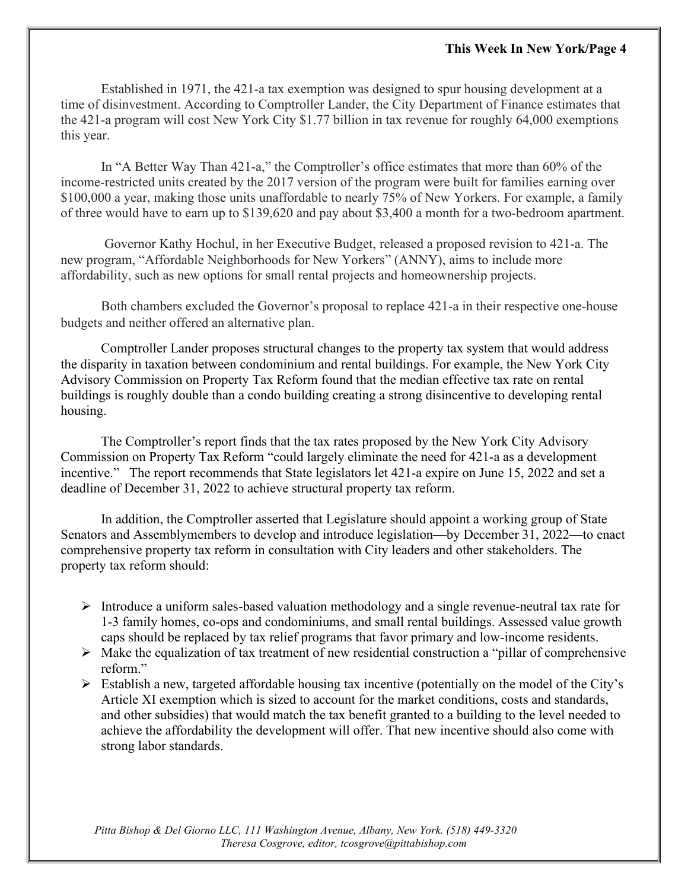Established in 1971, the 421-a tax exemption was designed to spur housing development at a time of disinvestment. According to Comptroller Lander, the City Department of Finance estimates that the 421-a program will cost New York City $1.77 billion in tax revenue for roughly 64,000 exemptions this year.

In "A Better Way Than 421-a," the Comptroller's office estimates that more than 60% of the income-restricted units created by the 2017 version of the program were built for families earning over $100,000 a year, making those units unaffordable to nearly 75% of New Yorkers. For example, a family of three would have to earn up to $139,620 and pay about $3,400 a month for a two-bedroom apartment.

Governor Kathy Hochul, in her Executive Budget, released a proposed revision to 421-a. The new program, "Affordable Neighborhoods for New Yorkers" (ANNY), aims to include more affordability, such as new options for small rental projects and homeownership projects.

Both chambers excluded the Governor's proposal to replace 421-a in their respective one-house budgets and neither offered an alternative plan.

Comptroller Lander proposes structural changes to the property tax system that would address the disparity in taxation between condominium and rental buildings. For example, the New York City Advisory Commission on Property Tax Reform found that the median effective tax rate on rental buildings is roughly double than a condo building creating a strong disincentive to developing rental housing.

The Comptroller's report finds that the tax rates proposed by the New York City Advisory Commission on Property Tax Reform "could largely eliminate the need for 421-a as a development incentive." The report recommends that State legislators let 421-a expire on June 15, 2022 and set a deadline of December 31, 2022 to achieve structural property tax reform.

In addition, the Comptroller asserted that Legislature should appoint a working group of State Senators and Assemblymembers to develop and introduce legislation—by December 31, 2022—to enact comprehensive property tax reform in consultation with City leaders and other stakeholders. The property tax reform should:

- Introduce a uniform sales-based valuation methodology and a single revenue-neutral tax rate for 1-3 family homes, co-ops and condominiums, and small rental buildings. Assessed value growth caps should be replaced by tax relief programs that favor primary and low-income residents.
- Make the equalization of tax treatment of new residential construction a "pillar of comprehensive reform."
- Establish a new, targeted affordable housing tax incentive (potentially on the model of the City's Article XI exemption which is sized to account for the market conditions, costs and standards, and other subsidies) that would match the tax benefit granted to a building to the level needed to achieve the affordability the development will offer. That new incentive should also come with strong labor standards.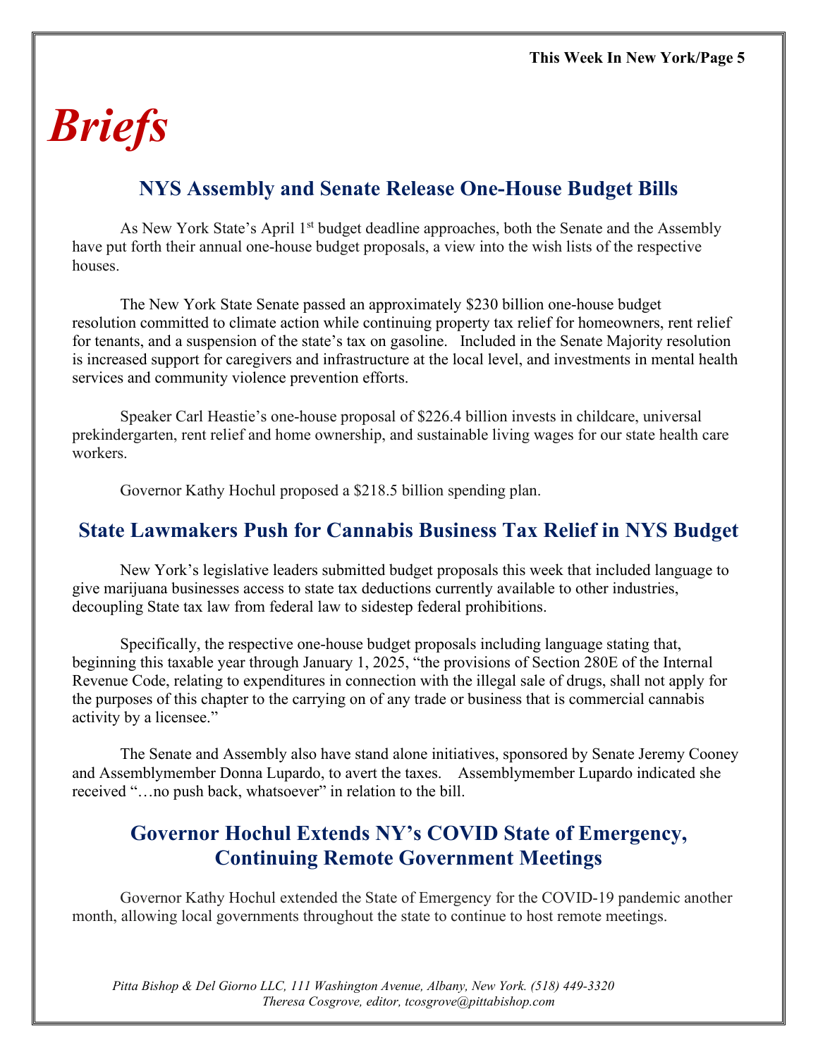# Briefs

## NYS Assembly and Senate Release One-House Budget Bills

As New York State's April 1st budget deadline approaches, both the Senate and the Assembly have put forth their annual one-house budget proposals, a view into the wish lists of the respective houses.

The New York State Senate passed an approximately $230 billion one-house budget resolution committed to climate action while continuing property tax relief for homeowners, rent relief for tenants, and a suspension of the state's tax on gasoline. Included in the Senate Majority resolution is increased support for caregivers and infrastructure at the local level, and investments in mental health services and community violence prevention efforts.

Speaker Carl Heastie's one-house proposal of $226.4 billion invests in childcare, universal prekindergarten, rent relief and home ownership, and sustainable living wages for our state health care workers.

Governor Kathy Hochul proposed a $218.5 billion spending plan.

## State Lawmakers Push for Cannabis Business Tax Relief in NYS Budget

New York's legislative leaders submitted budget proposals this week that included language to give marijuana businesses access to state tax deductions currently available to other industries, decoupling State tax law from federal law to sidestep federal prohibitions.

Specifically, the respective one-house budget proposals including language stating that, beginning this taxable year through January 1, 2025, "the provisions of Section 280E of the Internal Revenue Code, relating to expenditures in connection with the illegal sale of drugs, shall not apply for the purposes of this chapter to the carrying on of any trade or business that is commercial cannabis activity by a licensee."

The Senate and Assembly also have stand alone initiatives, sponsored by Senate Jeremy Cooney and Assemblymember Donna Lupardo, to avert the taxes. Assemblymember Lupardo indicated she received "…no push back, whatsoever" in relation to the bill.

## Governor Hochul Extends NY's COVID State of Emergency, Continuing Remote Government Meetings

Governor Kathy Hochul extended the State of Emergency for the COVID-19 pandemic another month, allowing local governments throughout the state to continue to host remote meetings.

*Pitta Bishop & Del Giorno LLC, 111 Washington Avenue, Albany, New York. (518) 449-3320*
*Theresa Cosgrove, editor, tcosgrove@pittabishop.com*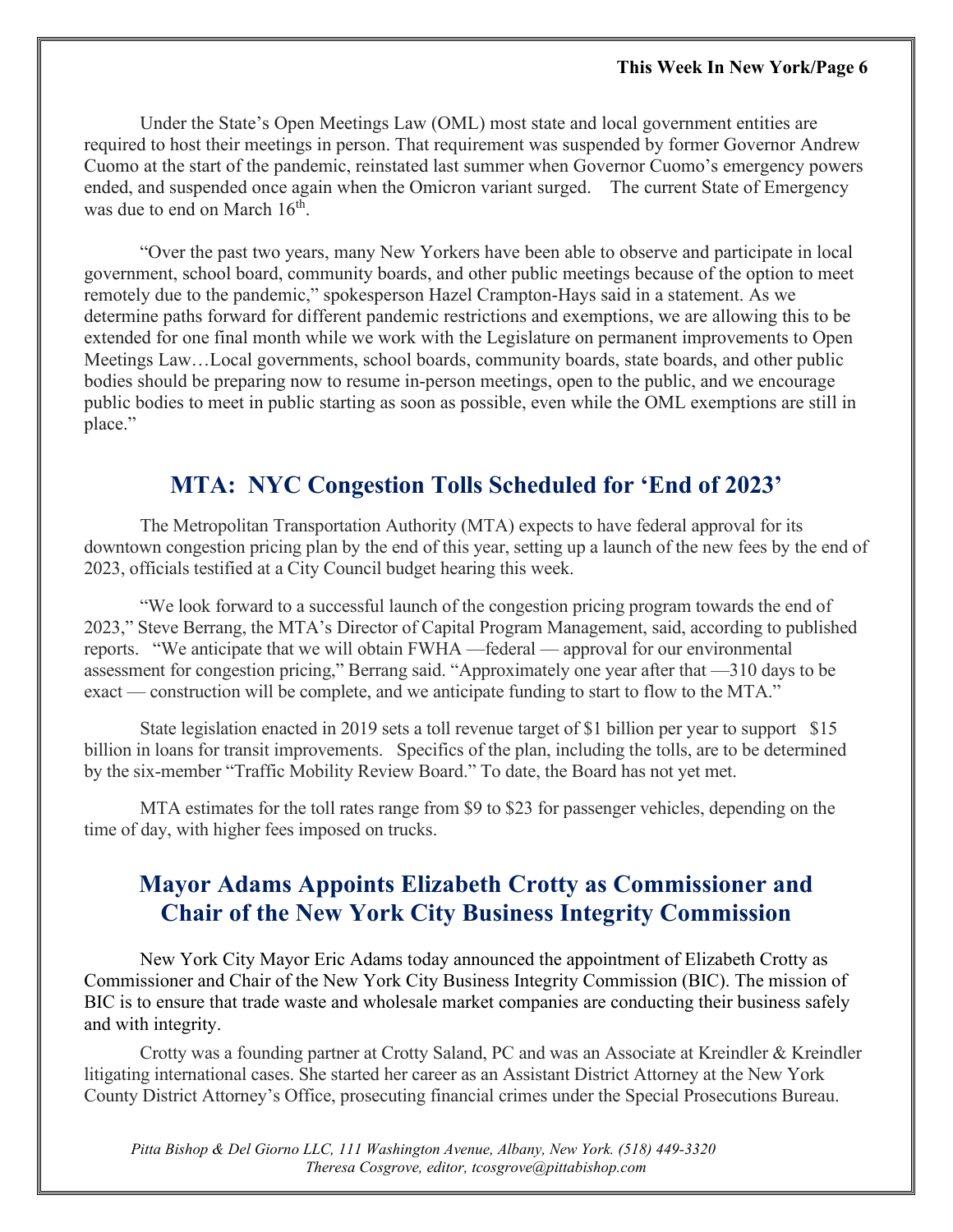Under the State's Open Meetings Law (OML) most state and local government entities are required to host their meetings in person. That requirement was suspended by former Governor Andrew Cuomo at the start of the pandemic, reinstated last summer when Governor Cuomo's emergency powers ended, and suspended once again when the Omicron variant surged. The current State of Emergency was due to end on March 16th.

"Over the past two years, many New Yorkers have been able to observe and participate in local government, school board, community boards, and other public meetings because of the option to meet remotely due to the pandemic," spokesperson Hazel Crampton-Hays said in a statement. As we determine paths forward for different pandemic restrictions and exemptions, we are allowing this to be extended for one final month while we work with the Legislature on permanent improvements to Open Meetings Law…Local governments, school boards, community boards, state boards, and other public bodies should be preparing now to resume in-person meetings, open to the public, and we encourage public bodies to meet in public starting as soon as possible, even while the OML exemptions are still in place."

## MTA: NYC Congestion Tolls Scheduled for 'End of 2023'

The Metropolitan Transportation Authority (MTA) expects to have federal approval for its downtown congestion pricing plan by the end of this year, setting up a launch of the new fees by the end of 2023, officials testified at a City Council budget hearing this week.

"We look forward to a successful launch of the congestion pricing program towards the end of 2023," Steve Berrang, the MTA's Director of Capital Program Management, said, according to published reports. "We anticipate that we will obtain FWHA —federal — approval for our environmental assessment for congestion pricing," Berrang said. "Approximately one year after that —310 days to be exact — construction will be complete, and we anticipate funding to start to flow to the MTA."

State legislation enacted in 2019 sets a toll revenue target of $1 billion per year to support $15 billion in loans for transit improvements. Specifics of the plan, including the tolls, are to be determined by the six-member "Traffic Mobility Review Board." To date, the Board has not yet met.

MTA estimates for the toll rates range from $9 to $23 for passenger vehicles, depending on the time of day, with higher fees imposed on trucks.

## Mayor Adams Appoints Elizabeth Crotty as Commissioner and Chair of the New York City Business Integrity Commission

New York City Mayor Eric Adams today announced the appointment of Elizabeth Crotty as Commissioner and Chair of the New York City Business Integrity Commission (BIC). The mission of BIC is to ensure that trade waste and wholesale market companies are conducting their business safely and with integrity.

Crotty was a founding partner at Crotty Saland, PC and was an Associate at Kreindler & Kreindler litigating international cases. She started her career as an Assistant District Attorney at the New York County District Attorney's Office, prosecuting financial crimes under the Special Prosecutions Bureau.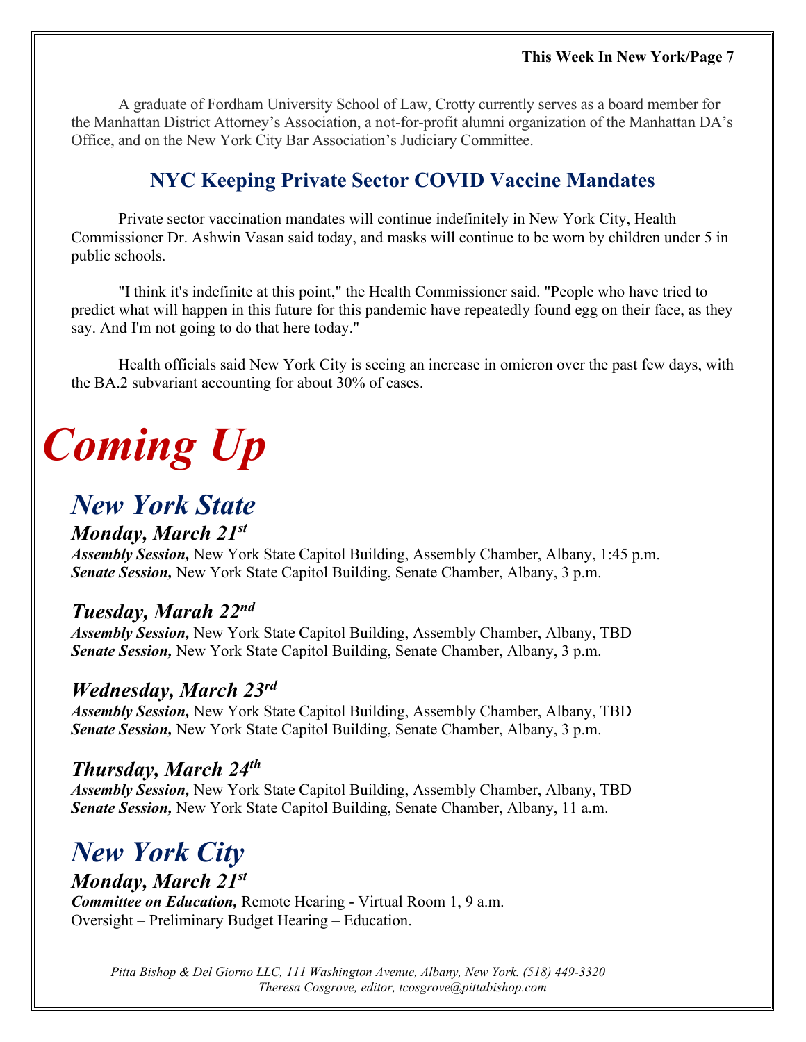A graduate of Fordham University School of Law, Crotty currently serves as a board member for the Manhattan District Attorney's Association, a not-for-profit alumni organization of the Manhattan DA's Office, and on the New York City Bar Association's Judiciary Committee.

## NYC Keeping Private Sector COVID Vaccine Mandates

Private sector vaccination mandates will continue indefinitely in New York City, Health Commissioner Dr. Ashwin Vasan said today, and masks will continue to be worn by children under 5 in public schools.

"I think it's indefinite at this point," the Health Commissioner said. "People who have tried to predict what will happen in this future for this pandemic have repeatedly found egg on their face, as they say. And I'm not going to do that here today."

Health officials said New York City is seeing an increase in omicron over the past few days, with the BA.2 subvariant accounting for about 30% of cases.

# *Coming Up*

## *New York State*

### *Monday, March 21st*

***Assembly Session,*** New York State Capitol Building, Assembly Chamber, Albany, 1:45 p.m.
***Senate Session,*** New York State Capitol Building, Senate Chamber, Albany, 3 p.m.

### *Tuesday, Marah 22nd*

***Assembly Session,*** New York State Capitol Building, Assembly Chamber, Albany, TBD
***Senate Session,*** New York State Capitol Building, Senate Chamber, Albany, 3 p.m.

### *Wednesday, March 23rd*

***Assembly Session,*** New York State Capitol Building, Assembly Chamber, Albany, TBD
***Senate Session,*** New York State Capitol Building, Senate Chamber, Albany, 3 p.m.

### *Thursday, March 24th*

***Assembly Session,*** New York State Capitol Building, Assembly Chamber, Albany, TBD
***Senate Session,*** New York State Capitol Building, Senate Chamber, Albany, 11 a.m.

## *New York City*

### *Monday, March 21st*

***Committee on Education,*** Remote Hearing - Virtual Room 1, 9 a.m.
Oversight – Preliminary Budget Hearing – Education.

*Pitta Bishop & Del Giorno LLC, 111 Washington Avenue, Albany, New York. (518) 449-3320*
*Theresa Cosgrove, editor, tcosgrove@pittabishop.com*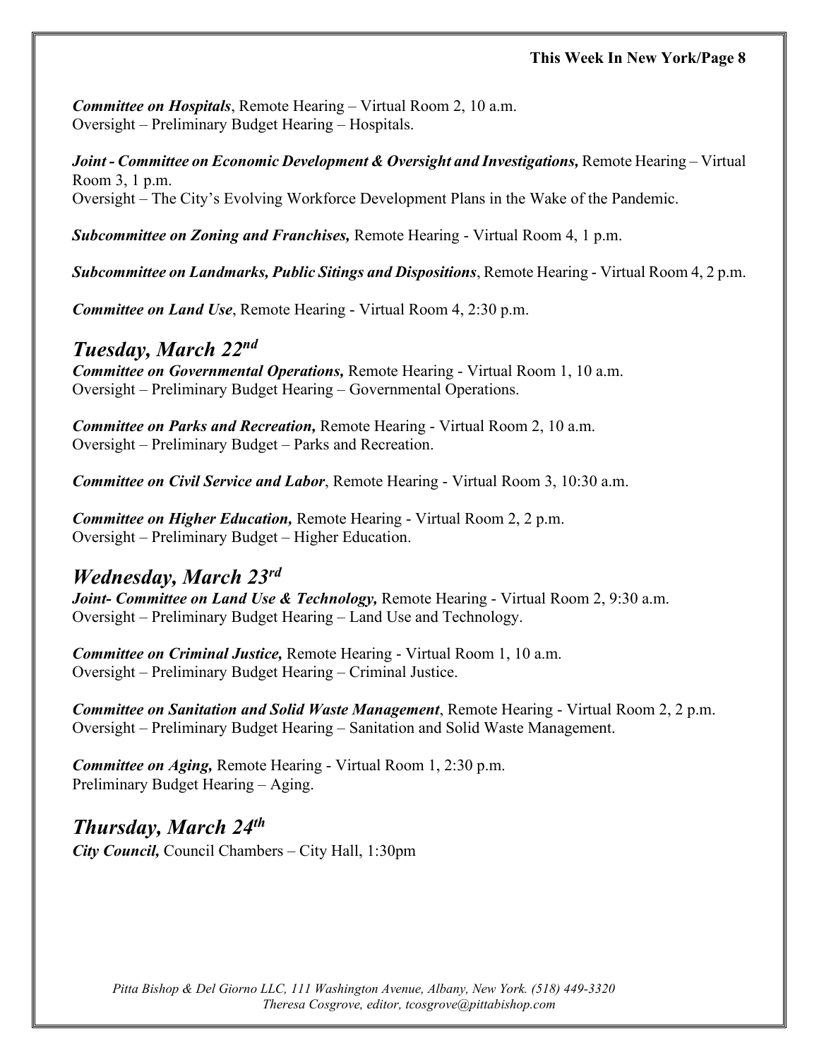***Committee on Hospitals***, Remote Hearing – Virtual Room 2, 10 a.m.
Oversight – Preliminary Budget Hearing – Hospitals.

***Joint - Committee on Economic Development & Oversight and Investigations,*** Remote Hearing – Virtual Room 3, 1 p.m.
Oversight – The City's Evolving Workforce Development Plans in the Wake of the Pandemic.

***Subcommittee on Zoning and Franchises,*** Remote Hearing - Virtual Room 4, 1 p.m.

***Subcommittee on Landmarks, Public Sitings and Dispositions***, Remote Hearing - Virtual Room 4, 2 p.m.

***Committee on Land Use***, Remote Hearing - Virtual Room 4, 2:30 p.m.

## *Tuesday, March 22nd*

***Committee on Governmental Operations,*** Remote Hearing - Virtual Room 1, 10 a.m.
Oversight – Preliminary Budget Hearing – Governmental Operations.

***Committee on Parks and Recreation,*** Remote Hearing - Virtual Room 2, 10 a.m.
Oversight – Preliminary Budget – Parks and Recreation.

***Committee on Civil Service and Labor***, Remote Hearing - Virtual Room 3, 10:30 a.m.

***Committee on Higher Education,*** Remote Hearing - Virtual Room 2, 2 p.m.
Oversight – Preliminary Budget – Higher Education.

## *Wednesday, March 23rd*

***Joint- Committee on Land Use & Technology,*** Remote Hearing - Virtual Room 2, 9:30 a.m.
Oversight – Preliminary Budget Hearing – Land Use and Technology.

***Committee on Criminal Justice,*** Remote Hearing - Virtual Room 1, 10 a.m.
Oversight – Preliminary Budget Hearing – Criminal Justice.

***Committee on Sanitation and Solid Waste Management***, Remote Hearing - Virtual Room 2, 2 p.m.
Oversight – Preliminary Budget Hearing – Sanitation and Solid Waste Management.

***Committee on Aging,*** Remote Hearing - Virtual Room 1, 2:30 p.m.
Preliminary Budget Hearing – Aging.

## *Thursday, March 24th*

***City Council,*** Council Chambers – City Hall, 1:30pm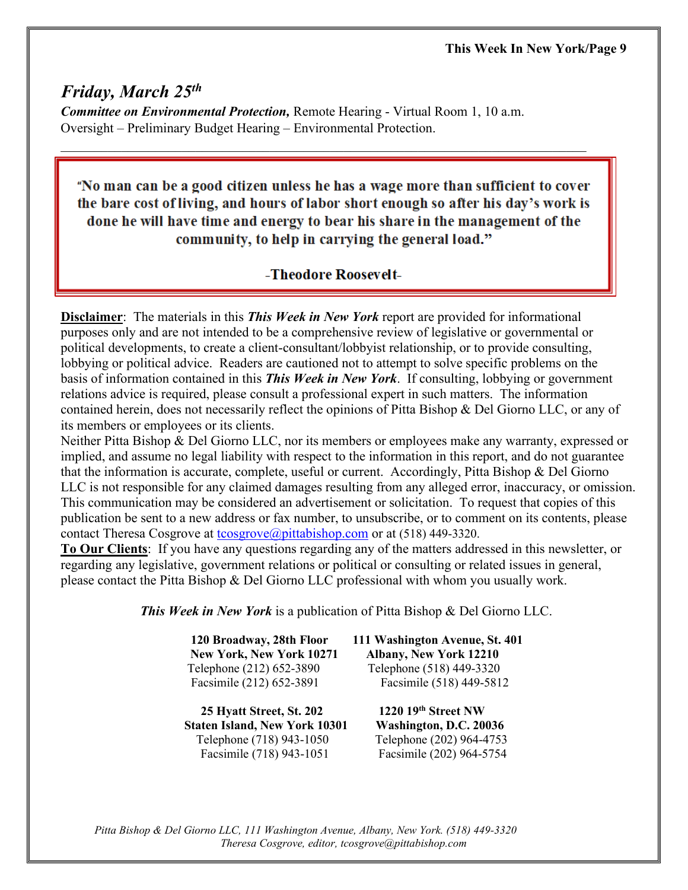## *Friday, March 25th*

***Committee on Environmental Protection,*** Remote Hearing - Virtual Room 1, 10 a.m.
Oversight – Preliminary Budget Hearing – Environmental Protection.

---

> **"No man can be a good citizen unless he has a wage more than sufficient to cover the bare cost of living, and hours of labor short enough so after his day's work is done he will have time and energy to bear his share in the management of the community, to help in carrying the general load."**
>
> **-Theodore Roosevelt-**

**Disclaimer**: The materials in this ***This Week in New York*** report are provided for informational purposes only and are not intended to be a comprehensive review of legislative or governmental or political developments, to create a client-consultant/lobbyist relationship, or to provide consulting, lobbying or political advice. Readers are cautioned not to attempt to solve specific problems on the basis of information contained in this ***This Week in New York***. If consulting, lobbying or government relations advice is required, please consult a professional expert in such matters. The information contained herein, does not necessarily reflect the opinions of Pitta Bishop & Del Giorno LLC, or any of its members or employees or its clients.

Neither Pitta Bishop & Del Giorno LLC, nor its members or employees make any warranty, expressed or implied, and assume no legal liability with respect to the information in this report, and do not guarantee that the information is accurate, complete, useful or current. Accordingly, Pitta Bishop & Del Giorno LLC is not responsible for any claimed damages resulting from any alleged error, inaccuracy, or omission. This communication may be considered an advertisement or solicitation. To request that copies of this publication be sent to a new address or fax number, to unsubscribe, or to comment on its contents, please contact Theresa Cosgrove at tcosgrove@pittabishop.com or at (518) 449-3320.

**To Our Clients**: If you have any questions regarding any of the matters addressed in this newsletter, or regarding any legislative, government relations or political or consulting or related issues in general, please contact the Pitta Bishop & Del Giorno LLC professional with whom you usually work.

***This Week in New York*** is a publication of Pitta Bishop & Del Giorno LLC.

**120 Broadway, 28th Floor**
**New York, New York 10271**
Telephone (212) 652-3890
Facsimile (212) 652-3891

**111 Washington Avenue, St. 401**
**Albany, New York 12210**
Telephone (518) 449-3320
Facsimile (518) 449-5812

**25 Hyatt Street, St. 202**
**Staten Island, New York 10301**
Telephone (718) 943-1050
Facsimile (718) 943-1051

**1220 19th Street NW**
**Washington, D.C. 20036**
Telephone (202) 964-4753
Facsimile (202) 964-5754